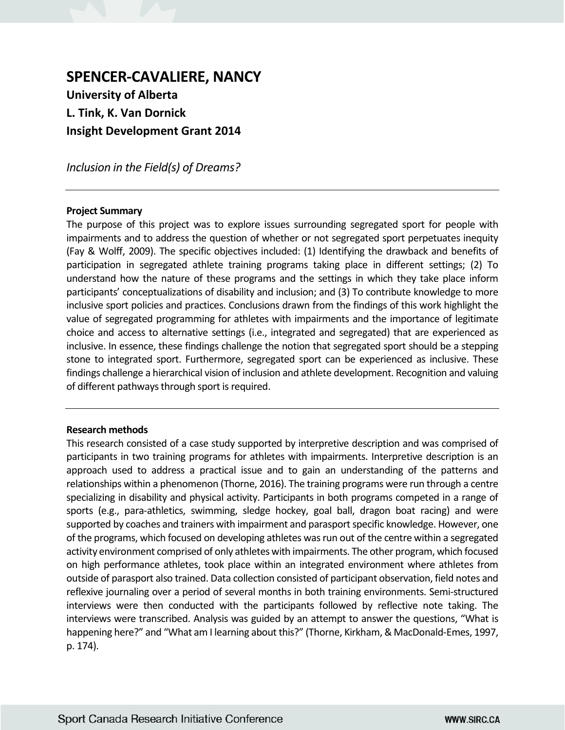# SPENCER-CAVALIERE, NANCY

**University of Alberta**

**L. Tink, K. Van Dornick**

**Insight Development Grant 2014**

*Inclusion in the Field(s) of Dreams?*

---

**Project Summary**

The purpose of this project was to explore issues surrounding segregated sport for people with impairments and to address the question of whether or not segregated sport perpetuates inequity (Fay & Wolff, 2009). The specific objectives included: (1) Identifying the drawback and benefits of participation in segregated athlete training programs taking place in different settings; (2) To understand how the nature of these programs and the settings in which they take place inform participants' conceptualizations of disability and inclusion; and (3) To contribute knowledge to more inclusive sport policies and practices. Conclusions drawn from the findings of this work highlight the value of segregated programming for athletes with impairments and the importance of legitimate choice and access to alternative settings (i.e., integrated and segregated) that are experienced as inclusive. In essence, these findings challenge the notion that segregated sport should be a stepping stone to integrated sport. Furthermore, segregated sport can be experienced as inclusive. These findings challenge a hierarchical vision of inclusion and athlete development. Recognition and valuing of different pathways through sport is required.

---

**Research methods**

This research consisted of a case study supported by interpretive description and was comprised of participants in two training programs for athletes with impairments. Interpretive description is an approach used to address a practical issue and to gain an understanding of the patterns and relationships within a phenomenon (Thorne, 2016). The training programs were run through a centre specializing in disability and physical activity. Participants in both programs competed in a range of sports (e.g., para-athletics, swimming, sledge hockey, goal ball, dragon boat racing) and were supported by coaches and trainers with impairment and parasport specific knowledge. However, one of the programs, which focused on developing athletes was run out of the centre within a segregated activity environment comprised of only athletes with impairments. The other program, which focused on high performance athletes, took place within an integrated environment where athletes from outside of parasport also trained. Data collection consisted of participant observation, field notes and reflexive journaling over a period of several months in both training environments. Semi-structured interviews were then conducted with the participants followed by reflective note taking. The interviews were transcribed. Analysis was guided by an attempt to answer the questions, "What is happening here?" and "What am I learning about this?" (Thorne, Kirkham, & MacDonald-Emes, 1997, p. 174).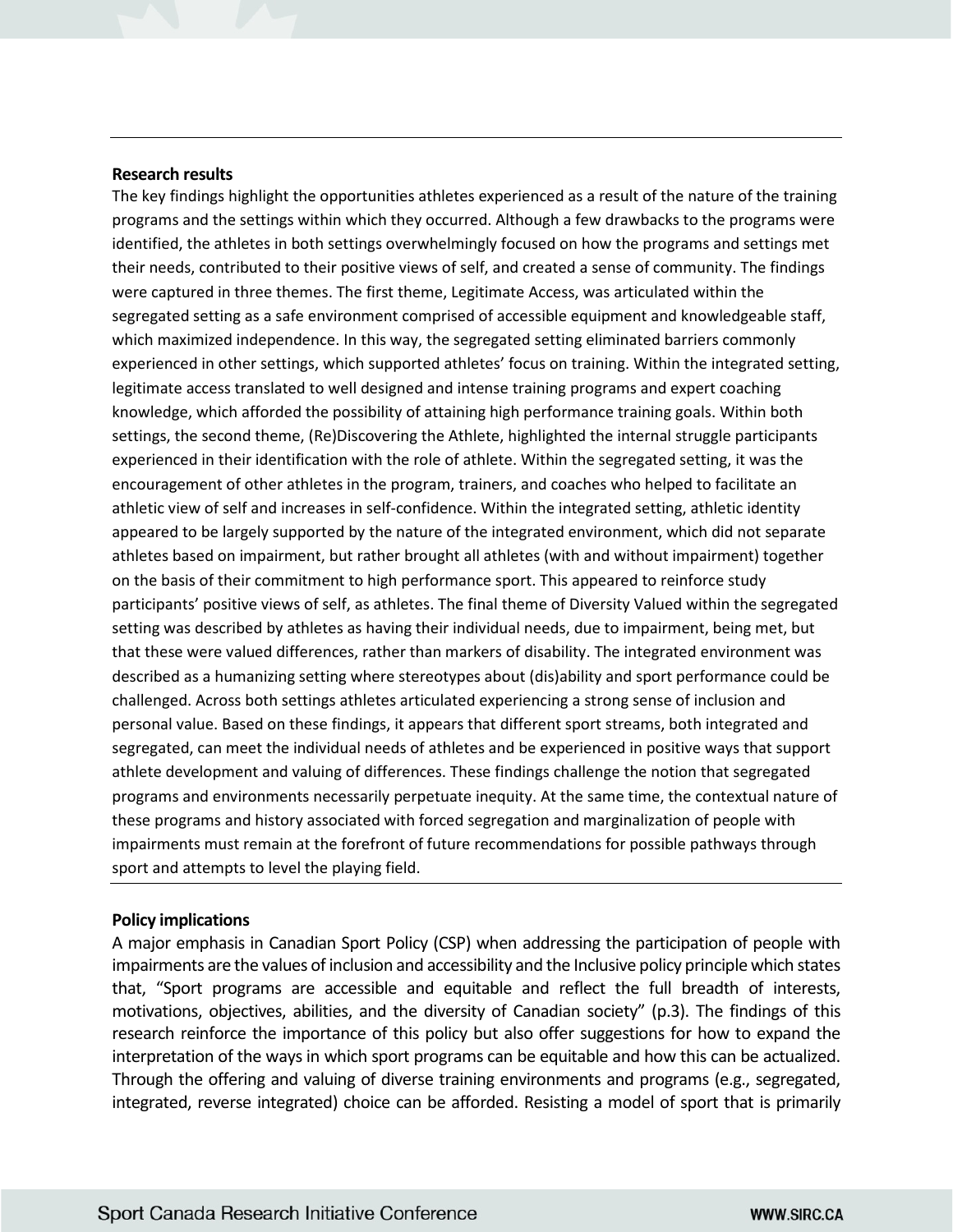## Research results

The key findings highlight the opportunities athletes experienced as a result of the nature of the training programs and the settings within which they occurred. Although a few drawbacks to the programs were identified, the athletes in both settings overwhelmingly focused on how the programs and settings met their needs, contributed to their positive views of self, and created a sense of community. The findings were captured in three themes. The first theme, Legitimate Access, was articulated within the segregated setting as a safe environment comprised of accessible equipment and knowledgeable staff, which maximized independence. In this way, the segregated setting eliminated barriers commonly experienced in other settings, which supported athletes' focus on training. Within the integrated setting, legitimate access translated to well designed and intense training programs and expert coaching knowledge, which afforded the possibility of attaining high performance training goals. Within both settings, the second theme, (Re)Discovering the Athlete, highlighted the internal struggle participants experienced in their identification with the role of athlete. Within the segregated setting, it was the encouragement of other athletes in the program, trainers, and coaches who helped to facilitate an athletic view of self and increases in self-confidence. Within the integrated setting, athletic identity appeared to be largely supported by the nature of the integrated environment, which did not separate athletes based on impairment, but rather brought all athletes (with and without impairment) together on the basis of their commitment to high performance sport. This appeared to reinforce study participants' positive views of self, as athletes. The final theme of Diversity Valued within the segregated setting was described by athletes as having their individual needs, due to impairment, being met, but that these were valued differences, rather than markers of disability. The integrated environment was described as a humanizing setting where stereotypes about (dis)ability and sport performance could be challenged. Across both settings athletes articulated experiencing a strong sense of inclusion and personal value. Based on these findings, it appears that different sport streams, both integrated and segregated, can meet the individual needs of athletes and be experienced in positive ways that support athlete development and valuing of differences. These findings challenge the notion that segregated programs and environments necessarily perpetuate inequity. At the same time, the contextual nature of these programs and history associated with forced segregation and marginalization of people with impairments must remain at the forefront of future recommendations for possible pathways through sport and attempts to level the playing field.

## Policy implications

A major emphasis in Canadian Sport Policy (CSP) when addressing the participation of people with impairments are the values of inclusion and accessibility and the Inclusive policy principle which states that, "Sport programs are accessible and equitable and reflect the full breadth of interests, motivations, objectives, abilities, and the diversity of Canadian society" (p.3). The findings of this research reinforce the importance of this policy but also offer suggestions for how to expand the interpretation of the ways in which sport programs can be equitable and how this can be actualized. Through the offering and valuing of diverse training environments and programs (e.g., segregated, integrated, reverse integrated) choice can be afforded. Resisting a model of sport that is primarily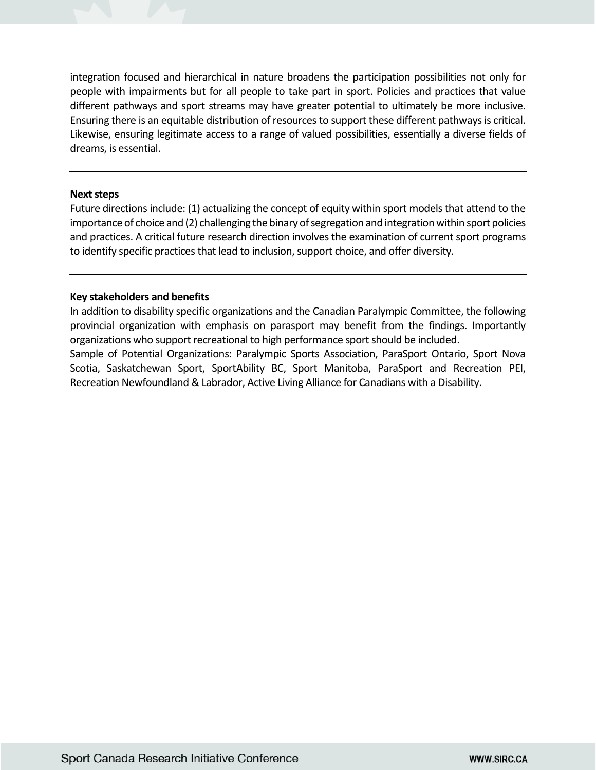integration focused and hierarchical in nature broadens the participation possibilities not only for people with impairments but for all people to take part in sport. Policies and practices that value different pathways and sport streams may have greater potential to ultimately be more inclusive. Ensuring there is an equitable distribution of resources to support these different pathways is critical. Likewise, ensuring legitimate access to a range of valued possibilities, essentially a diverse fields of dreams, is essential.

---

**Next steps**

Future directions include: (1) actualizing the concept of equity within sport models that attend to the importance of choice and (2) challenging the binary of segregation and integration within sport policies and practices. A critical future research direction involves the examination of current sport programs to identify specific practices that lead to inclusion, support choice, and offer diversity.

---

**Key stakeholders and benefits**

In addition to disability specific organizations and the Canadian Paralympic Committee, the following provincial organization with emphasis on parasport may benefit from the findings. Importantly organizations who support recreational to high performance sport should be included.

Sample of Potential Organizations: Paralympic Sports Association, ParaSport Ontario, Sport Nova Scotia, Saskatchewan Sport, SportAbility BC, Sport Manitoba, ParaSport and Recreation PEI, Recreation Newfoundland & Labrador, Active Living Alliance for Canadians with a Disability.